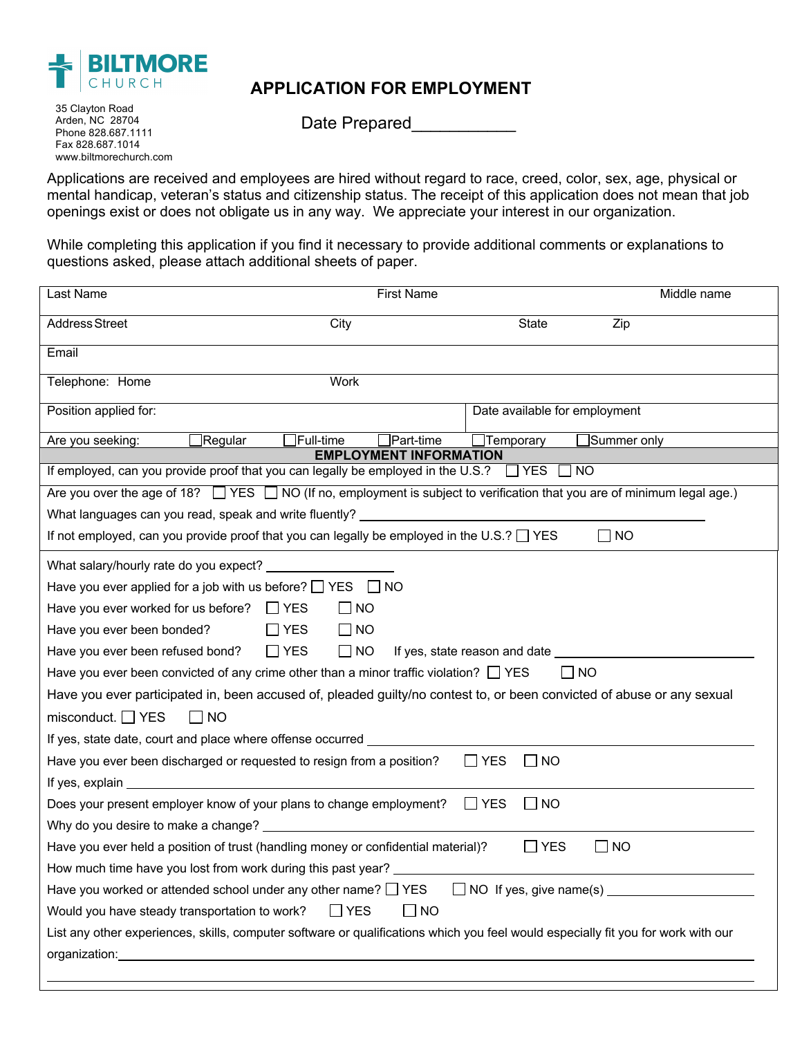BILTMORE CHURCH

35 Clayton Road
Arden, NC 28704
Phone 828.687.1111
Fax 828.687.1014
www.biltmorechurch.com

# APPLICATION FOR EMPLOYMENT

Date Prepared___________

Applications are received and employees are hired without regard to race, creed, color, sex, age, physical or mental handicap, veteran's status and citizenship status. The receipt of this application does not mean that job openings exist or does not obligate us in any way. We appreciate your interest in our organization.

While completing this application if you find it necessary to provide additional comments or explanations to questions asked, please attach additional sheets of paper.

| Last Name | First Name | Middle name |
|---|---|---|

| Address Street | City | State | Zip |
|---|---|---|---|

Email

| Telephone: Home | Work |
|---|---|

| Position applied for: | Date available for employment |
|---|---|

Are you seeking: ☐ Regular ☐ Full-time ☐ Part-time ☐ Temporary ☐ Summer only

## EMPLOYMENT INFORMATION

If employed, can you provide proof that you can legally be employed in the U.S.? ☐ YES ☐ NO

Are you over the age of 18? ☐ YES ☐ NO (If no, employment is subject to verification that you are of minimum legal age.)

What languages can you read, speak and write fluently? ____________________

If not employed, can you provide proof that you can legally be employed in the U.S.? ☐ YES ☐ NO

What salary/hourly rate do you expect? ____________

Have you ever applied for a job with us before? ☐ YES ☐ NO

Have you ever worked for us before? ☐ YES ☐ NO

Have you ever been bonded? ☐ YES ☐ NO

Have you ever been refused bond? ☐ YES ☐ NO If yes, state reason and date ____________________

Have you ever been convicted of any crime other than a minor traffic violation? ☐ YES ☐ NO

Have you ever participated in, been accused of, pleaded guilty/no contest to, or been convicted of abuse or any sexual misconduct. ☐ YES ☐ NO

If yes, state date, court and place where offense occurred ____________________

Have you ever been discharged or requested to resign from a position? ☐ YES ☐ NO

If yes, explain ____________________

Does your present employer know of your plans to change employment? ☐ YES ☐ NO

Why do you desire to make a change? ____________________

Have you ever held a position of trust (handling money or confidential material)? ☐ YES ☐ NO

How much time have you lost from work during this past year? ____________________

Have you worked or attended school under any other name? ☐ YES ☐ NO If yes, give name(s) ____________________

Would you have steady transportation to work? ☐ YES ☐ NO

List any other experiences, skills, computer software or qualifications which you feel would especially fit you for work with our organization:____________________

____________________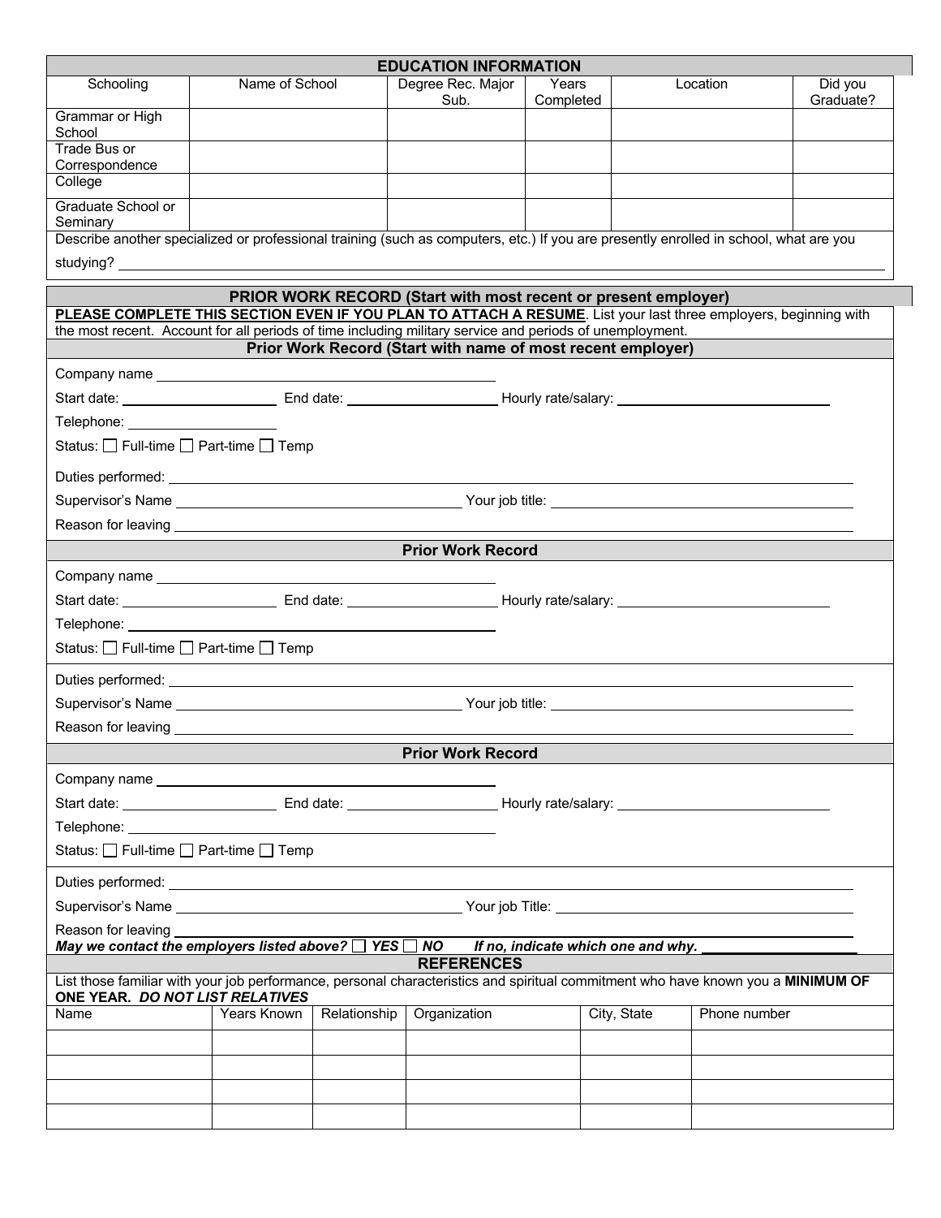## EDUCATION INFORMATION

| Schooling | Name of School | Degree Rec. Major Sub. | Years Completed | Location | Did you Graduate? |
|---|---|---|---|---|---|
| Grammar or High School | | | | | |
| Trade Bus or Correspondence | | | | | |
| College | | | | | |
| Graduate School or Seminary | | | | | |

Describe another specialized or professional training (such as computers, etc.) If you are presently enrolled in school, what are you studying? ______________________________

## PRIOR WORK RECORD (Start with most recent or present employer)

**<u>PLEASE COMPLETE THIS SECTION EVEN IF YOU PLAN TO ATTACH A RESUME</u>**. List your last three employers, beginning with the most recent. Account for all periods of time including military service and periods of unemployment.

### Prior Work Record (Start with name of most recent employer)

Company name ______________________________

Start date: ____________ End date: ____________ Hourly rate/salary: ____________

Telephone: ____________

Status: ☐ Full-time ☐ Part-time ☐ Temp

Duties performed: ______________________________

Supervisor's Name ____________________ Your job title: ____________________

Reason for leaving ______________________________

### Prior Work Record

Company name ______________________________

Start date: ____________ End date: ____________ Hourly rate/salary: ____________

Telephone: ______________________________

Status: ☐ Full-time ☐ Part-time ☐ Temp

Duties performed: ______________________________

Supervisor's Name ____________________ Your job title: ____________________

Reason for leaving ______________________________

### Prior Work Record

Company name ______________________________

Start date: ____________ End date: ____________ Hourly rate/salary: ____________

Telephone: ______________________________

Status: ☐ Full-time ☐ Part-time ☐ Temp

Duties performed: ______________________________

Supervisor's Name ____________________ Your job Title: ____________________

Reason for leaving ______________________________

***May we contact the employers listed above?*** ☐ ***YES*** ☐ ***NO*** ***If no, indicate which one and why.*** ____________

## REFERENCES

List those familiar with your job performance, personal characteristics and spiritual commitment who have known you a **MINIMUM OF ONE YEAR.** ***DO NOT LIST RELATIVES***

| Name | Years Known | Relationship | Organization | City, State | Phone number |
|---|---|---|---|---|---|
| | | | | | |
| | | | | | |
| | | | | | |
| | | | | | |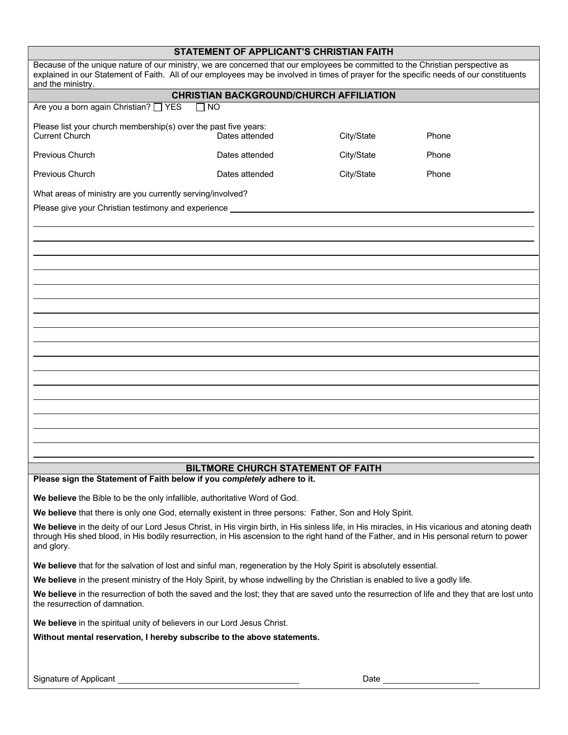## STATEMENT OF APPLICANT'S CHRISTIAN FAITH

Because of the unique nature of our ministry, we are concerned that our employees be committed to the Christian perspective as explained in our Statement of Faith. All of our employees may be involved in times of prayer for the specific needs of our constituents and the ministry.

## CHRISTIAN BACKGROUND/CHURCH AFFILIATION

Are you a born again Christian? ☐ YES ☐ NO

Please list your church membership(s) over the past five years:

| Current Church | Dates attended | City/State | Phone |
|---|---|---|---|
| Previous Church | Dates attended | City/State | Phone |
| Previous Church | Dates attended | City/State | Phone |

What areas of ministry are you currently serving/involved?

Please give your Christian testimony and experience \_\_\_\_\_\_\_\_\_\_\_\_\_\_\_\_\_\_\_\_\_\_\_\_\_\_\_\_\_\_\_\_\_\_\_\_\_\_\_\_

## BILTMORE CHURCH STATEMENT OF FAITH

**Please sign the Statement of Faith below if you *completely* adhere to it.**

**We believe** the Bible to be the only infallible, authoritative Word of God.

**We believe** that there is only one God, eternally existent in three persons: Father, Son and Holy Spirit.

**We believe** in the deity of our Lord Jesus Christ, in His virgin birth, in His sinless life, in His miracles, in His vicarious and atoning death through His shed blood, in His bodily resurrection, in His ascension to the right hand of the Father, and in His personal return to power and glory.

**We believe** that for the salvation of lost and sinful man, regeneration by the Holy Spirit is absolutely essential.

**We believe** in the present ministry of the Holy Spirit, by whose indwelling by the Christian is enabled to live a godly life.

**We believe** in the resurrection of both the saved and the lost; they that are saved unto the resurrection of life and they that are lost unto the resurrection of damnation.

**We believe** in the spiritual unity of believers in our Lord Jesus Christ.

**Without mental reservation, I hereby subscribe to the above statements.**

Signature of Applicant \_\_\_\_\_\_\_\_\_\_\_\_\_\_\_\_\_\_\_\_\_\_\_\_\_\_\_\_ Date \_\_\_\_\_\_\_\_\_\_\_\_\_\_\_\_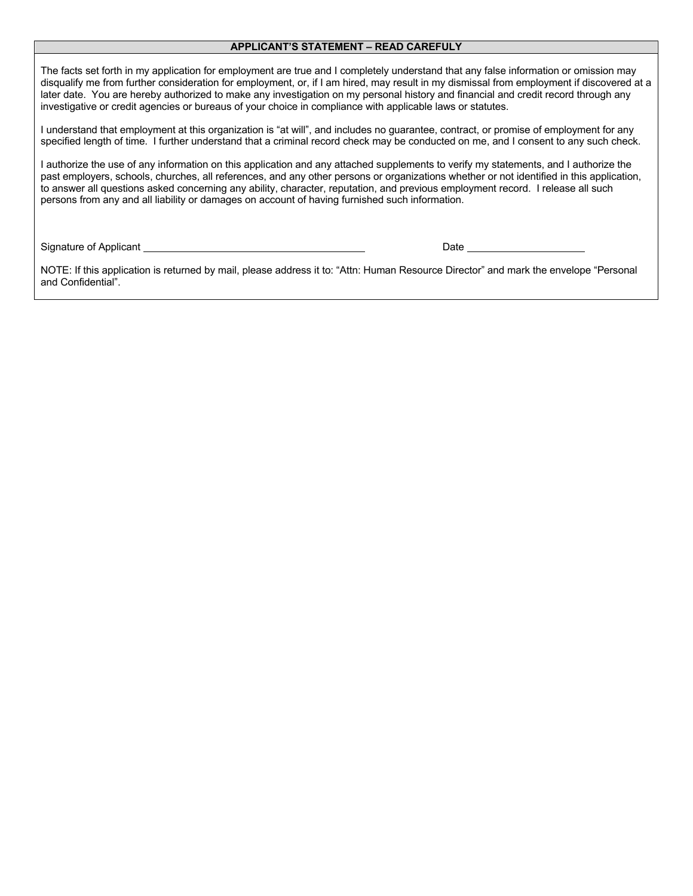## APPLICANT'S STATEMENT – READ CAREFULY

The facts set forth in my application for employment are true and I completely understand that any false information or omission may disqualify me from further consideration for employment, or, if I am hired, may result in my dismissal from employment if discovered at a later date. You are hereby authorized to make any investigation on my personal history and financial and credit record through any investigative or credit agencies or bureaus of your choice in compliance with applicable laws or statutes.

I understand that employment at this organization is "at will", and includes no guarantee, contract, or promise of employment for any specified length of time. I further understand that a criminal record check may be conducted on me, and I consent to any such check.

I authorize the use of any information on this application and any attached supplements to verify my statements, and I authorize the past employers, schools, churches, all references, and any other persons or organizations whether or not identified in this application, to answer all questions asked concerning any ability, character, reputation, and previous employment record. I release all such persons from any and all liability or damages on account of having furnished such information.

Signature of Applicant ______________________________ Date ____________________

NOTE: If this application is returned by mail, please address it to: "Attn: Human Resource Director" and mark the envelope "Personal and Confidential".